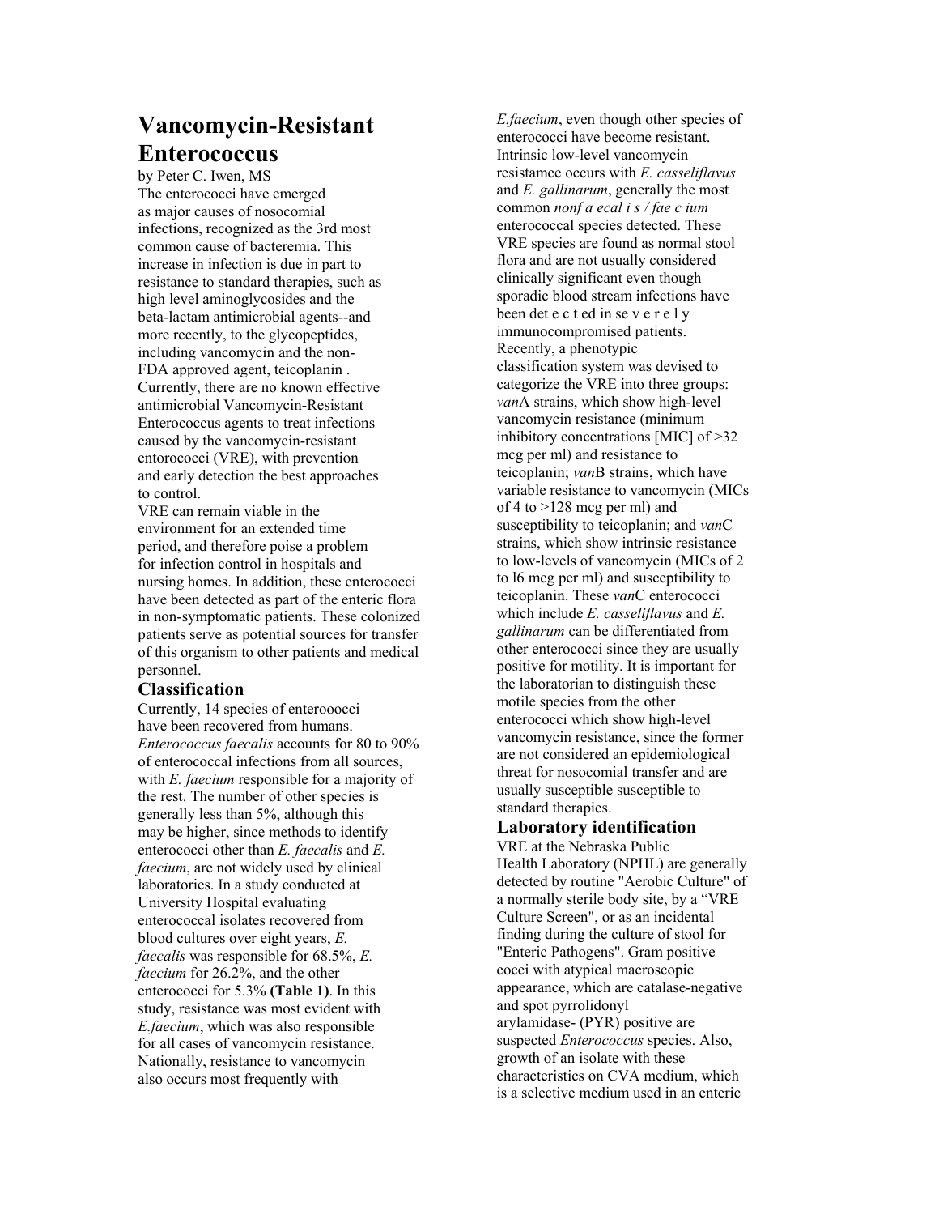// Remaining OCR Task.
# Vancomycin-Resistant Enterococcus

by Peter C. Iwen, MS

The enterococci have emerged as major causes of nosocomial infections, recognized as the 3rd most common cause of bacteremia. This increase in infection is due in part to resistance to standard therapies, such as high level aminoglycosides and the beta-lactam antimicrobial agents--and more recently, to the glycopeptides, including vancomycin and the non-FDA approved agent, teicoplanin . Currently, there are no known effective antimicrobial Vancomycin-Resistant Enterococcus agents to treat infections caused by the vancomycin-resistant entorococci (VRE), with prevention and early detection the best approaches to control.

VRE can remain viable in the environment for an extended time period, and therefore poise a problem for infection control in hospitals and nursing homes. In addition, these enterococci have been detected as part of the enteric flora in non-symptomatic patients. These colonized patients serve as potential sources for transfer of this organism to other patients and medical personnel.

## Classification

Currently, 14 species of enterooocci have been recovered from humans. *Enterococcus faecalis* accounts for 80 to 90% of enterococcal infections from all sources, with *E. faecium* responsible for a majority of the rest. The number of other species is generally less than 5%, although this may be higher, since methods to identify enterococci other than *E. faecalis* and *E. faecium*, are not widely used by clinical laboratories. In a study conducted at University Hospital evaluating enterococcal isolates recovered from blood cultures over eight years, *E. faecalis* was responsible for 68.5%, *E. faecium* for 26.2%, and the other enterococci for 5.3% **(Table 1)**. In this study, resistance was most evident with *E.faecium*, which was also responsible for all cases of vancomycin resistance. Nationally, resistance to vancomycin also occurs most frequently with *E.faecium*, even though other species of enterococci have become resistant. Intrinsic low-level vancomycin resistamce occurs with *E. casseliflavus* and *E. gallinarum*, generally the most common *nonf a ecal i s / fae c ium* enterococcal species detected. These VRE species are found as normal stool flora and are not usually considered clinically significant even though sporadic blood stream infections have been det e c t ed in se v e r e l y immunocompromised patients.

Recently, a phenotypic classification system was devised to categorize the VRE into three groups: *van*A strains, which show high-level vancomycin resistance (minimum inhibitory concentrations [MIC] of >32 mcg per ml) and resistance to teicoplanin; *van*B strains, which have variable resistance to vancomycin (MICs of 4 to >128 mcg per ml) and susceptibility to teicoplanin; and *van*C strains, which show intrinsic resistance to low-levels of vancomycin (MICs of 2 to l6 mcg per ml) and susceptibility to teicoplanin. These *van*C enterococci which include *E. casseliflavus* and *E. gallinarum* can be differentiated from other enterococci since they are usually positive for motility. It is important for the laboratorian to distinguish these motile species from the other enterococci which show high-level vancomycin resistance, since the former are not considered an epidemiological threat for nosocomial transfer and are usually susceptible susceptible to standard therapies.

## Laboratory identification

VRE at the Nebraska Public Health Laboratory (NPHL) are generally detected by routine "Aerobic Culture" of a normally sterile body site, by a “VRE Culture Screen", or as an incidental finding during the culture of stool for "Enteric Pathogens". Gram positive cocci with atypical macroscopic appearance, which are catalase-negative and spot pyrrolidonyl arylamidase- (PYR) positive are suspected *Enterococcus* species. Also, growth of an isolate with these characteristics on CVA medium, which is a selective medium used in an enteric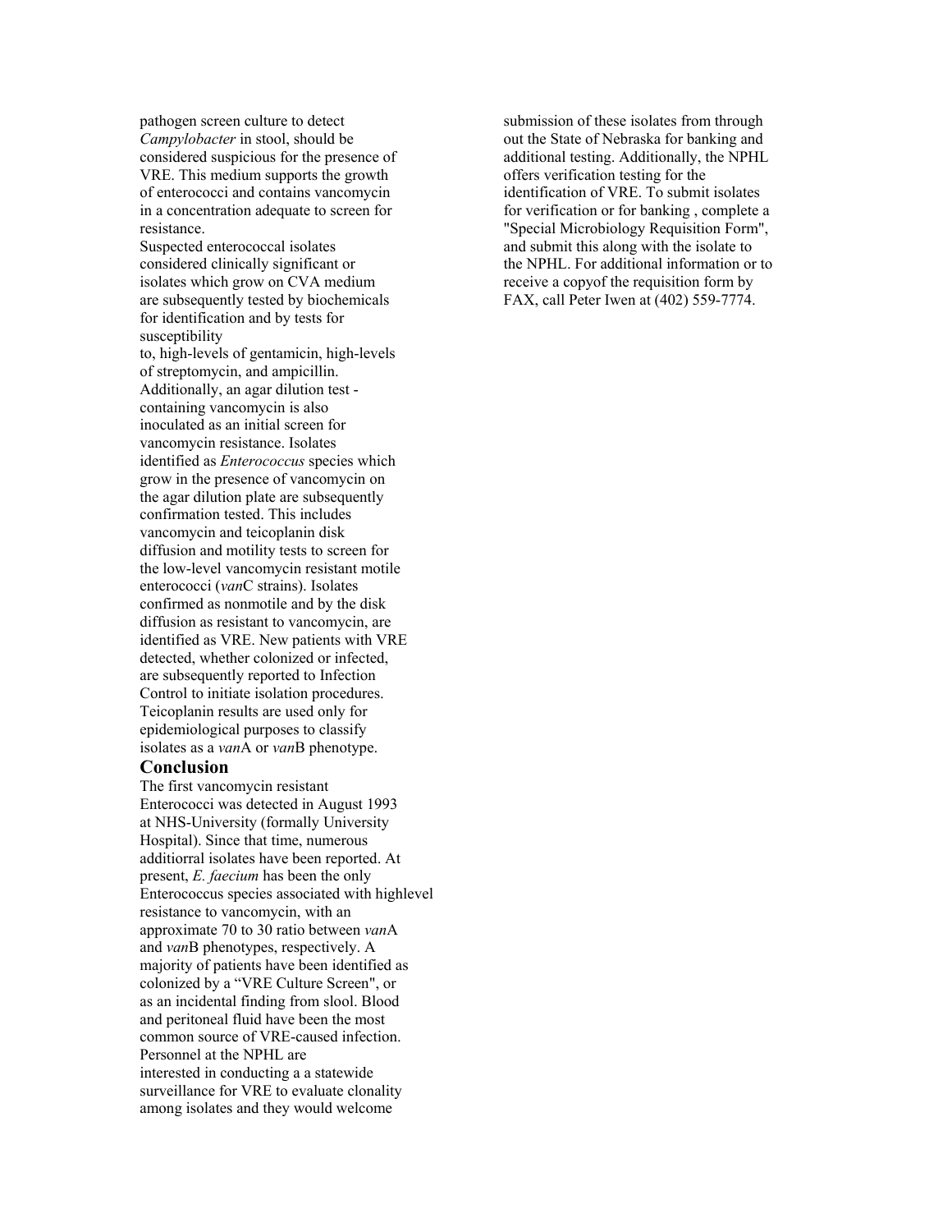pathogen screen culture to detect *Campylobacter* in stool, should be considered suspicious for the presence of VRE. This medium supports the growth of enterococci and contains vancomycin in a concentration adequate to screen for resistance.

Suspected enterococcal isolates considered clinically significant or isolates which grow on CVA medium are subsequently tested by biochemicals for identification and by tests for susceptibility to, high-levels of gentamicin, high-levels of streptomycin, and ampicillin. Additionally, an agar dilution test - containing vancomycin is also inoculated as an initial screen for vancomycin resistance. Isolates identified as *Enterococcus* species which grow in the presence of vancomycin on the agar dilution plate are subsequently confirmation tested. This includes vancomycin and teicoplanin disk diffusion and motility tests to screen for the low-level vancomycin resistant motile enterococci (*van*C strains). Isolates confirmed as nonmotile and by the disk diffusion as resistant to vancomycin, are identified as VRE. New patients with VRE detected, whether colonized or infected, are subsequently reported to Infection Control to initiate isolation procedures. Teicoplanin results are used only for epidemiological purposes to classify isolates as a *van*A or *van*B phenotype.

## Conclusion

The first vancomycin resistant Enterococci was detected in August 1993 at NHS-University (formally University Hospital). Since that time, numerous additiorral isolates have been reported. At present, *E. faecium* has been the only Enterococcus species associated with highlevel resistance to vancomycin, with an approximate 70 to 30 ratio between *van*A and *van*B phenotypes, respectively. A majority of patients have been identified as colonized by a "VRE Culture Screen", or as an incidental finding from slool. Blood and peritoneal fluid have been the most common source of VRE-caused infection. Personnel at the NPHL are interested in conducting a a statewide surveillance for VRE to evaluate clonality among isolates and they would welcome submission of these isolates from through out the State of Nebraska for banking and additional testing. Additionally, the NPHL offers verification testing for the identification of VRE. To submit isolates for verification or for banking , complete a "Special Microbiology Requisition Form", and submit this along with the isolate to the NPHL. For additional information or to receive a copyof the requisition form by FAX, call Peter Iwen at (402) 559-7774.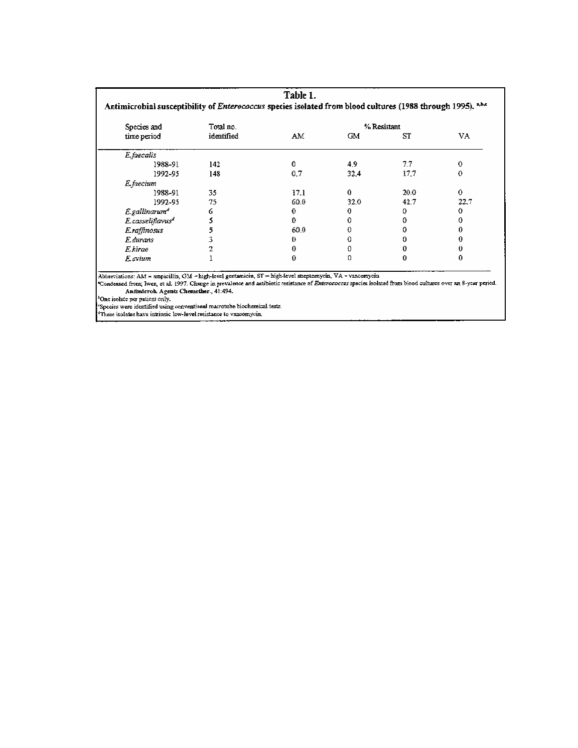## Table 1.

**Antimicrobial susceptibility of *Enterococcus* species isolated from blood cultures (1988 through 1995).** [a,b,c]

| Species and time period | Total no. identified | % Resistant | | | |
|---|---|---|---|---|---|
| | | AM | GM | ST | VA |
| *E.faecalis* | | | | | |
| 1988-91 | 142 | 0 | 4.9 | 7.7 | 0 |
| 1992-95 | 148 | 0.7 | 32.4 | 17.7 | 0 |
| *E.faecium* | | | | | |
| 1988-91 | 35 | 17.1 | 0 | 20.0 | 0 |
| 1992-95 | 75 | 60.0 | 32.0 | 42.7 | 22.7 |
| *E.gallinarum*[d] | 6 | 0 | 0 | 0 | 0 |
| *E.casseliflavus*[d] | 5 | 0 | 0 | 0 | 0 |
| *E.raffinosus* | 5 | 60.0 | 0 | 0 | 0 |
| *E.durans* | 3 | 0 | 0 | 0 | 0 |
| *E.hirae* | 2 | 0 | 0 | 0 | 0 |
| *E.avium* | 1 | 0 | 0 | 0 | 0 |

Abbreviations: AM = ampicillin, GM = high-level gentamicin, ST = high-level streptomycin, VA = vancomycin

[a]Condensed from; Iwen, et al. 1997. Change in prevalence and antibiotic resistance of *Enterococcus* species isolated from blood cultures over an 8-year period. **Antimicrob. Agents Chemother.**, 41:494.

[b]One isolate per patient only.

[c]Species were identified using conventional macrotube biochemical tests.

[d]These isolates have intrinsic low-level resistance to vancomycin.